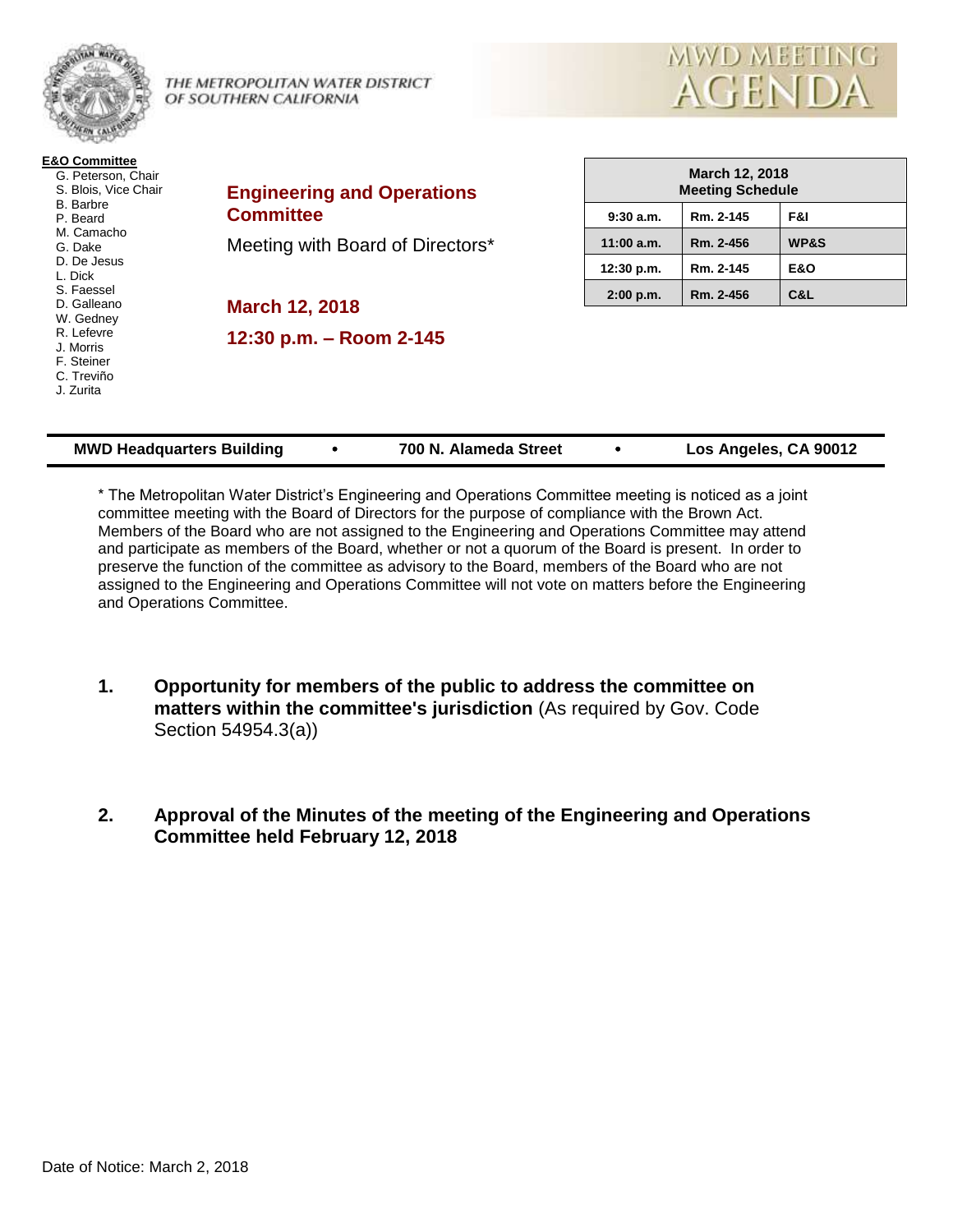THE METROPOLITAN WATER DISTRICT OF SOUTHERN CALIFORNIA

# MWD MEETING AGENDA

**E&O Committee**

- G. Peterson, Chair
- S. Blois, Vice Chair
- B. Barbre
- P. Beard
- M. Camacho
- G. Dake
- D. De Jesus
- L. Dick
- S. Faessel
- D. Galleano
- W. Gedney
- R. Lefevre
- J. Morris
- F. Steiner
- C. Treviño
- J. Zurita

## Engineering and Operations Committee

Meeting with Board of Directors*

**March 12, 2018**

**12:30 p.m. – Room 2-145**

| March 12, 2018 Meeting Schedule | | |
|---|---|---|
| 9:30 a.m. | Rm. 2-145 | F&I |
| 11:00 a.m. | Rm. 2-456 | WP&S |
| 12:30 p.m. | Rm. 2-145 | E&O |
| 2:00 p.m. | Rm. 2-456 | C&L |

**MWD Headquarters Building • 700 N. Alameda Street • Los Angeles, CA 90012**

* The Metropolitan Water District's Engineering and Operations Committee meeting is noticed as a joint committee meeting with the Board of Directors for the purpose of compliance with the Brown Act. Members of the Board who are not assigned to the Engineering and Operations Committee may attend and participate as members of the Board, whether or not a quorum of the Board is present. In order to preserve the function of the committee as advisory to the Board, members of the Board who are not assigned to the Engineering and Operations Committee will not vote on matters before the Engineering and Operations Committee.

1. **Opportunity for members of the public to address the committee on matters within the committee's jurisdiction** (As required by Gov. Code Section 54954.3(a))

2. **Approval of the Minutes of the meeting of the Engineering and Operations Committee held February 12, 2018**

Date of Notice: March 2, 2018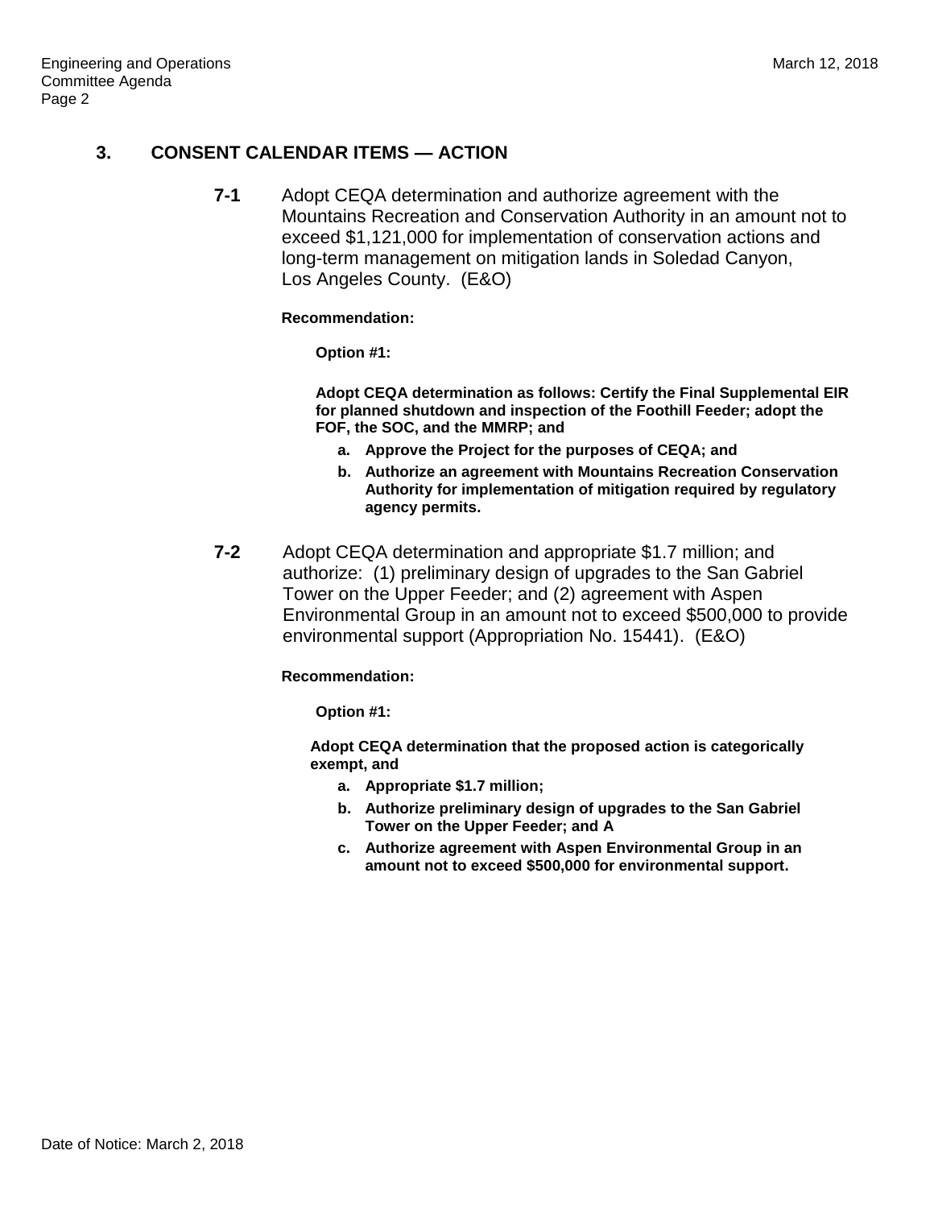## 3. CONSENT CALENDAR ITEMS — ACTION

**7-1** Adopt CEQA determination and authorize agreement with the Mountains Recreation and Conservation Authority in an amount not to exceed $1,121,000 for implementation of conservation actions and long-term management on mitigation lands in Soledad Canyon, Los Angeles County. (E&O)

**Recommendation:**

**Option #1:**

**Adopt CEQA determination as follows: Certify the Final Supplemental EIR for planned shutdown and inspection of the Foothill Feeder; adopt the FOF, the SOC, and the MMRP; and**

- **a. Approve the Project for the purposes of CEQA; and**
- **b. Authorize an agreement with Mountains Recreation Conservation Authority for implementation of mitigation required by regulatory agency permits.**

**7-2** Adopt CEQA determination and appropriate $1.7 million; and authorize: (1) preliminary design of upgrades to the San Gabriel Tower on the Upper Feeder; and (2) agreement with Aspen Environmental Group in an amount not to exceed $500,000 to provide environmental support (Appropriation No. 15441). (E&O)

**Recommendation:**

**Option #1:**

**Adopt CEQA determination that the proposed action is categorically exempt, and**

- **a. Appropriate $1.7 million;**
- **b. Authorize preliminary design of upgrades to the San Gabriel Tower on the Upper Feeder; and A**
- **c. Authorize agreement with Aspen Environmental Group in an amount not to exceed $500,000 for environmental support.**

Date of Notice: March 2, 2018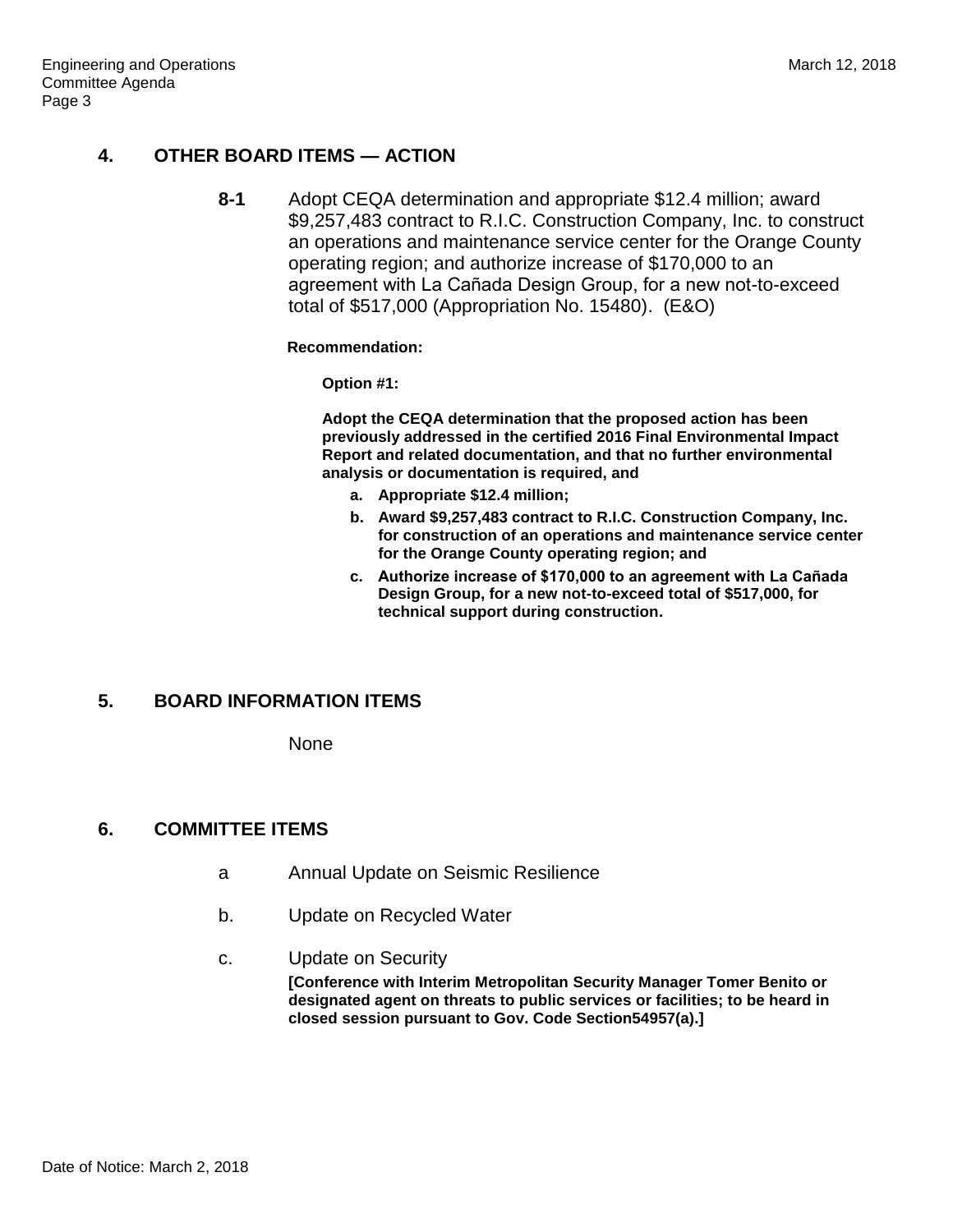## 4. OTHER BOARD ITEMS — ACTION

**8-1** Adopt CEQA determination and appropriate $12.4 million; award $9,257,483 contract to R.I.C. Construction Company, Inc. to construct an operations and maintenance service center for the Orange County operating region; and authorize increase of $170,000 to an agreement with La Cañada Design Group, for a new not-to-exceed total of $517,000 (Appropriation No. 15480). (E&O)

**Recommendation:**

**Option #1:**

**Adopt the CEQA determination that the proposed action has been previously addressed in the certified 2016 Final Environmental Impact Report and related documentation, and that no further environmental analysis or documentation is required, and**

- **a. Appropriate $12.4 million;**
- **b. Award $9,257,483 contract to R.I.C. Construction Company, Inc. for construction of an operations and maintenance service center for the Orange County operating region; and**
- **c. Authorize increase of $170,000 to an agreement with La Cañada Design Group, for a new not-to-exceed total of $517,000, for technical support during construction.**

## 5. BOARD INFORMATION ITEMS

None

## 6. COMMITTEE ITEMS

a Annual Update on Seismic Resilience

b. Update on Recycled Water

c. Update on Security

**[Conference with Interim Metropolitan Security Manager Tomer Benito or designated agent on threats to public services or facilities; to be heard in closed session pursuant to Gov. Code Section54957(a).]**

Date of Notice: March 2, 2018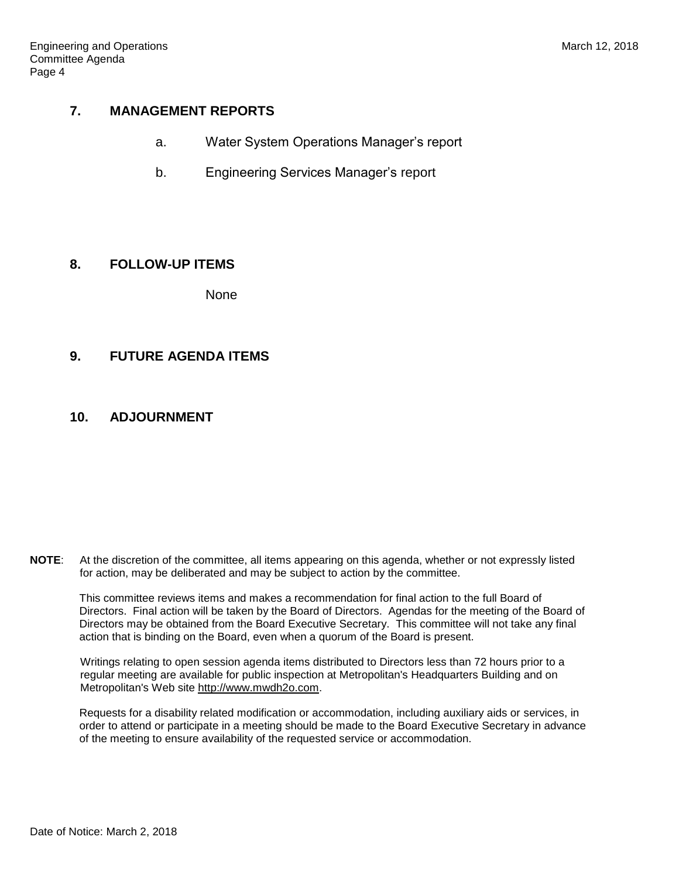## 7. MANAGEMENT REPORTS

a. Water System Operations Manager’s report

b. Engineering Services Manager’s report

## 8. FOLLOW-UP ITEMS

None

## 9. FUTURE AGENDA ITEMS

## 10. ADJOURNMENT

**NOTE**: At the discretion of the committee, all items appearing on this agenda, whether or not expressly listed for action, may be deliberated and may be subject to action by the committee.

This committee reviews items and makes a recommendation for final action to the full Board of Directors. Final action will be taken by the Board of Directors. Agendas for the meeting of the Board of Directors may be obtained from the Board Executive Secretary. This committee will not take any final action that is binding on the Board, even when a quorum of the Board is present.

Writings relating to open session agenda items distributed to Directors less than 72 hours prior to a regular meeting are available for public inspection at Metropolitan's Headquarters Building and on Metropolitan's Web site http://www.mwdh2o.com.

Requests for a disability related modification or accommodation, including auxiliary aids or services, in order to attend or participate in a meeting should be made to the Board Executive Secretary in advance of the meeting to ensure availability of the requested service or accommodation.

Date of Notice: March 2, 2018